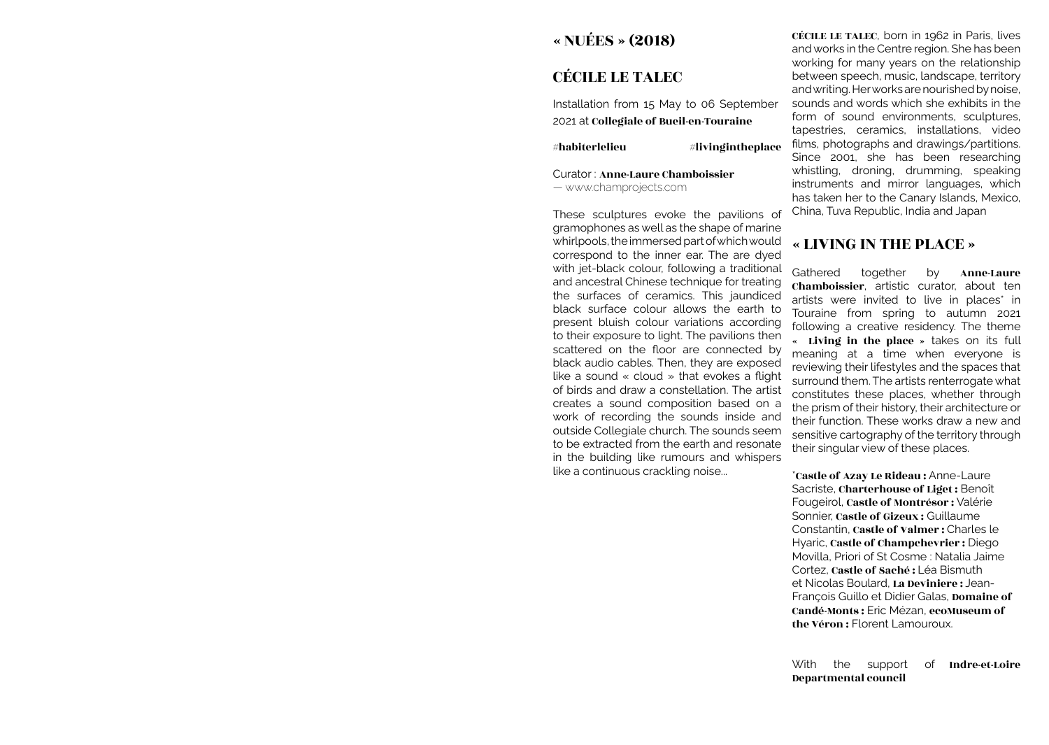# « NUÉES » (2018)

## CÉCILE LE TALEC

Installation from 15 May to 06 September 2021 at **Collegiale of Bueil-en-Touraine**

#**habiterlelieu** #**livingintheplace**

Curator : **Anne-Laure Chamboissier**
— www.champrojects.com

These sculptures evoke the pavilions of gramophones as well as the shape of marine whirlpools, the immersed part of which would correspond to the inner ear. The are dyed with jet-black colour, following a traditional and ancestral Chinese technique for treating the surfaces of ceramics. This jaundiced black surface colour allows the earth to present bluish colour variations according to their exposure to light. The pavilions then scattered on the floor are connected by black audio cables. Then, they are exposed like a sound « cloud » that evokes a flight of birds and draw a constellation. The artist creates a sound composition based on a work of recording the sounds inside and outside Collegiale church. The sounds seem to be extracted from the earth and resonate in the building like rumours and whispers like a continuous crackling noise...

**CÉCILE LE TALEC**, born in 1962 in Paris, lives and works in the Centre region. She has been working for many years on the relationship between speech, music, landscape, territory and writing. Her works are nourished by noise, sounds and words which she exhibits in the form of sound environments, sculptures, tapestries, ceramics, installations, video films, photographs and drawings/partitions. Since 2001, she has been researching whistling, droning, drumming, speaking instruments and mirror languages, which has taken her to the Canary Islands, Mexico, China, Tuva Republic, India and Japan

## « LIVING IN THE PLACE »

Gathered together by **Anne-Laure Chamboissier**, artistic curator, about ten artists were invited to live in places* in Touraine from spring to autumn 2021 following a creative residency. The theme « **Living in the place** » takes on its full meaning at a time when everyone is reviewing their lifestyles and the spaces that surround them. The artists renterrogate what constitutes these places, whether through the prism of their history, their architecture or their function. These works draw a new and sensitive cartography of the territory through their singular view of these places.

***Castle of Azay Le Rideau :** Anne-Laure Sacriste, **Charterhouse of Liget :** Benoît Fougeirol, **Castle of Montrésor :** Valérie Sonnier, **Castle of Gizeux :** Guillaume Constantin, **Castle of Valmer :** Charles le Hyaric, **Castle of Champchevrier :** Diego Movilla, Priori of St Cosme : Natalia Jaime Cortez, **Castle of Saché :** Léa Bismuth et Nicolas Boulard, **La Deviniere :** Jean-François Guillo et Didier Galas, **Domaine of Candé-Monts :** Eric Mézan, **ecoMuseum of the Véron :** Florent Lamouroux.

With the support of **Indre-et-Loire Departmental council**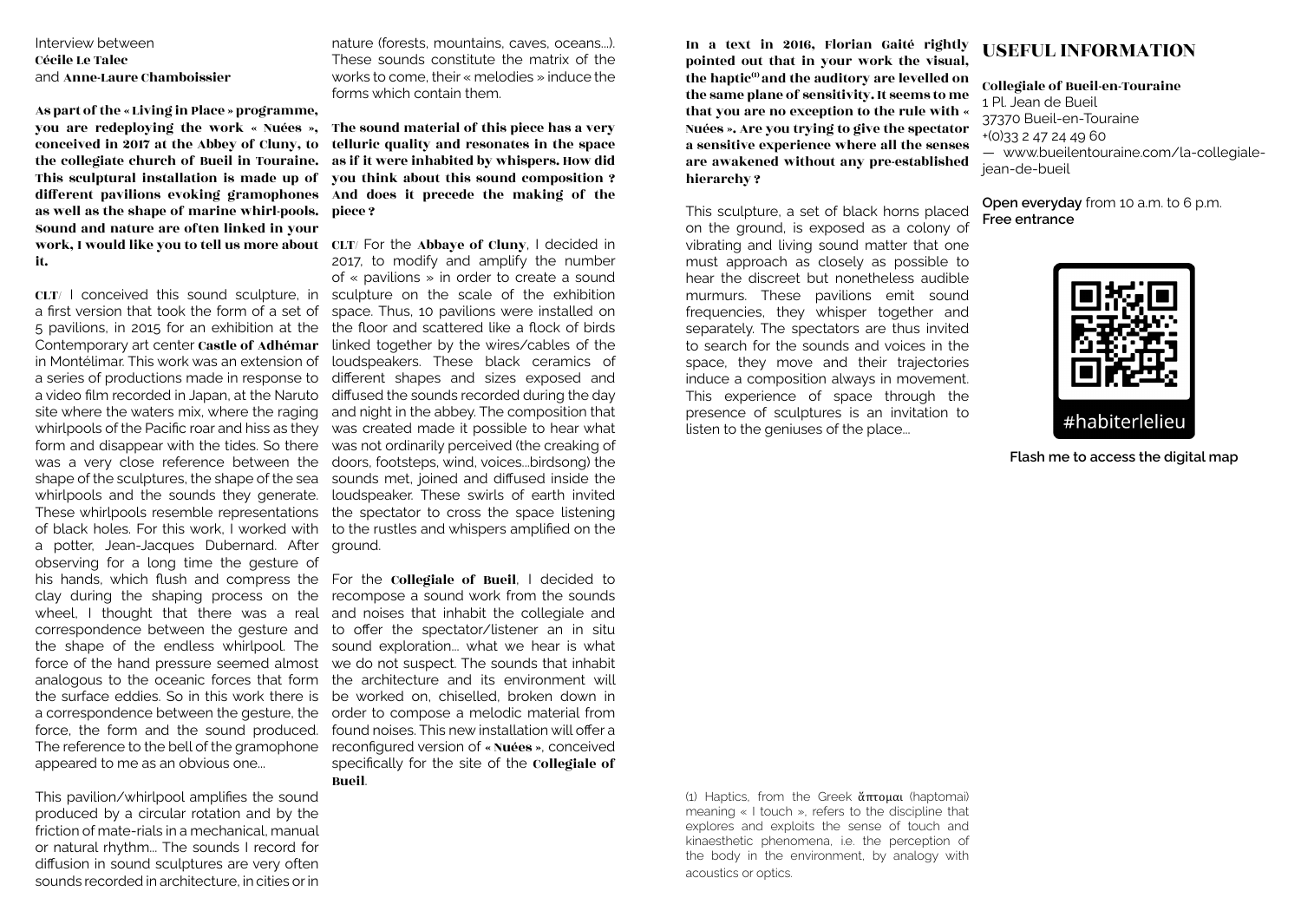Interview between
**Cécile Le Talec**
and **Anne-Laure Chamboissier**

**As part of the « Living in Place » programme, you are redeploying the work « Nuées », conceived in 2017 at the Abbey of Cluny, to the collegiate church of Bueil in Touraine. This sculptural installation is made up of different pavilions evoking gramophones as well as the shape of marine whirl-pools. Sound and nature are often linked in your work, I would like you to tell us more about it.**

**CLT**/ I conceived this sound sculpture, in a first version that took the form of a set of 5 pavilions, in 2015 for an exhibition at the Contemporary art center **Castle of Adhémar** in Montélimar. This work was an extension of a series of productions made in response to a video film recorded in Japan, at the Naruto site where the waters mix, where the raging whirlpools of the Pacific roar and hiss as they form and disappear with the tides. So there was a very close reference between the shape of the sculptures, the shape of the sea whirlpools and the sounds they generate. These whirlpools resemble representations of black holes. For this work, I worked with a potter, Jean-Jacques Dubernard. After observing for a long time the gesture of his hands, which flush and compress the clay during the shaping process on the wheel, I thought that there was a real correspondence between the gesture and the shape of the endless whirlpool. The force of the hand pressure seemed almost analogous to the oceanic forces that form the surface eddies. So in this work there is a correspondence between the gesture, the force, the form and the sound produced. The reference to the bell of the gramophone appeared to me as an obvious one...

This pavilion/whirlpool amplifies the sound produced by a circular rotation and by the friction of mate-rials in a mechanical, manual or natural rhythm... The sounds I record for diffusion in sound sculptures are very often sounds recorded in architecture, in cities or in nature (forests, mountains, caves, oceans...). These sounds constitute the matrix of the works to come, their « melodies » induce the forms which contain them.

**The sound material of this piece has a very telluric quality and resonates in the space as if it were inhabited by whispers. How did you think about this sound composition ? And does it precede the making of the piece ?**

**CLT**/ For the **Abbaye of Cluny**, I decided in 2017, to modify and amplify the number of « pavilions » in order to create a sound sculpture on the scale of the exhibition space. Thus, 10 pavilions were installed on the floor and scattered like a flock of birds linked together by the wires/cables of the loudspeakers. These black ceramics of different shapes and sizes exposed and diffused the sounds recorded during the day and night in the abbey. The composition that was created made it possible to hear what was not ordinarily perceived (the creaking of doors, footsteps, wind, voices...birdsong) the sounds met, joined and diffused inside the loudspeaker. These swirls of earth invited the spectator to cross the space listening to the rustles and whispers amplified on the ground.

For the **Collegiale of Bueil**, I decided to recompose a sound work from the sounds and noises that inhabit the collegiale and to offer the spectator/listener an in situ sound exploration... what we hear is what we do not suspect. The sounds that inhabit the architecture and its environment will be worked on, chiselled, broken down in order to compose a melodic material from found noises. This new installation will offer a reconfigured version of **« Nuées »**, conceived specifically for the site of the **Collegiale of Bueil**.

**In a text in 2016, Florian Gaité rightly pointed out that in your work the visual, the haptic[1] and the auditory are levelled on the same plane of sensitivity. It seems to me that you are no exception to the rule with « Nuées ». Are you trying to give the spectator a sensitive experience where all the senses are awakened without any pre-established hierarchy ?**

This sculpture, a set of black horns placed on the ground, is exposed as a colony of vibrating and living sound matter that one must approach as closely as possible to hear the discreet but nonetheless audible murmurs. These pavilions emit sound frequencies, they whisper together and separately. The spectators are thus invited to search for the sounds and voices in the space, they move and their trajectories induce a composition always in movement. This experience of space through the presence of sculptures is an invitation to listen to the geniuses of the place...

(1) Haptics, from the Greek ἅπτομαι (haptomai) meaning « I touch », refers to the discipline that explores and exploits the sense of touch and kinaesthetic phenomena, i.e. the perception of the body in the environment, by analogy with acoustics or optics.

## USEFUL INFORMATION

**Collegiale of Bueil-en-Touraine**
1 Pl. Jean de Bueil
37370 Bueil-en-Touraine
+(0)33 2 47 24 49 60
— www.bueilentouraine.com/la-collegiale-jean-de-bueil

**Open everyday** from 10 a.m. to 6 p.m.
**Free entrance**

#habiterlelieu

**Flash me to access the digital map**